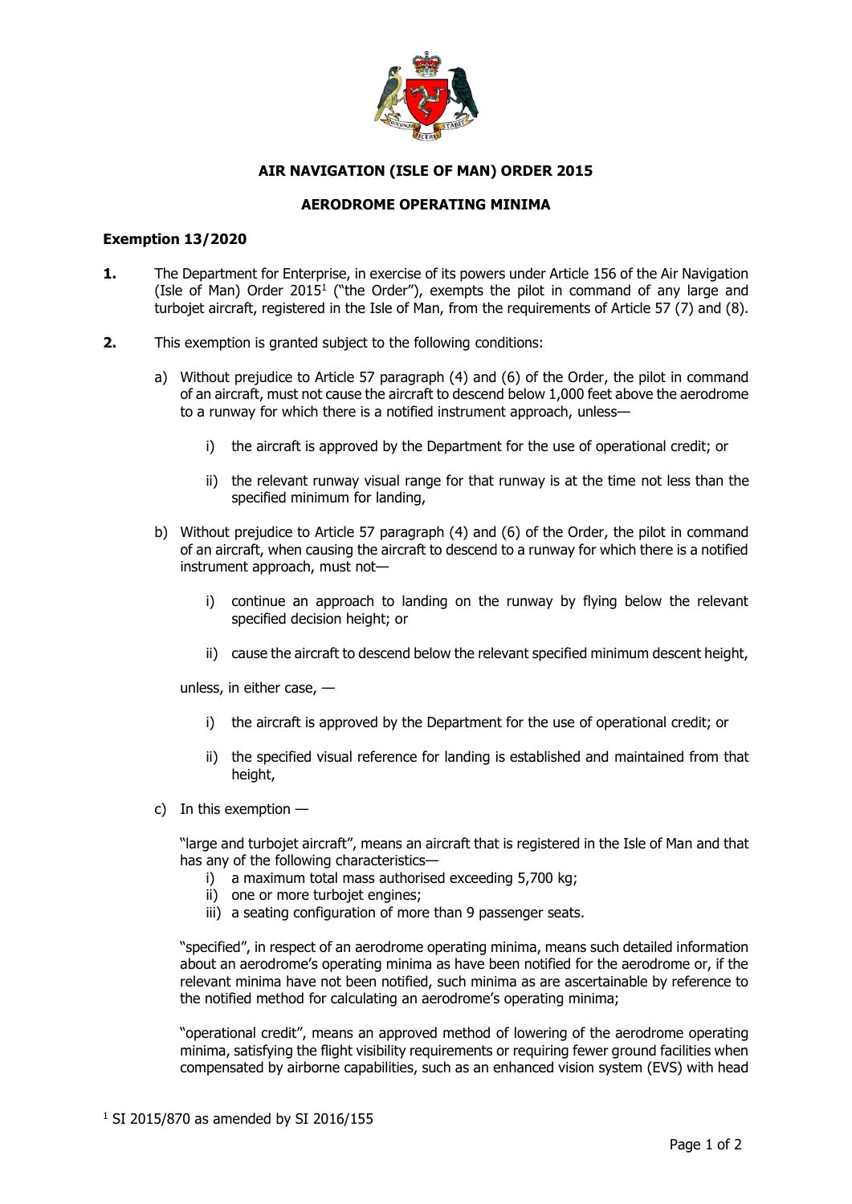# AIR NAVIGATION (ISLE OF MAN) ORDER 2015

## AERODROME OPERATING MINIMA

**Exemption 13/2020**

**1.** The Department for Enterprise, in exercise of its powers under Article 156 of the Air Navigation (Isle of Man) Order 2015[1] ("the Order"), exempts the pilot in command of any large and turbojet aircraft, registered in the Isle of Man, from the requirements of Article 57 (7) and (8).

**2.** This exemption is granted subject to the following conditions:

a) Without prejudice to Article 57 paragraph (4) and (6) of the Order, the pilot in command of an aircraft, must not cause the aircraft to descend below 1,000 feet above the aerodrome to a runway for which there is a notified instrument approach, unless—

   i) the aircraft is approved by the Department for the use of operational credit; or

   ii) the relevant runway visual range for that runway is at the time not less than the specified minimum for landing,

b) Without prejudice to Article 57 paragraph (4) and (6) of the Order, the pilot in command of an aircraft, when causing the aircraft to descend to a runway for which there is a notified instrument approach, must not—

   i) continue an approach to landing on the runway by flying below the relevant specified decision height; or

   ii) cause the aircraft to descend below the relevant specified minimum descent height,

   unless, in either case, —

   i) the aircraft is approved by the Department for the use of operational credit; or

   ii) the specified visual reference for landing is established and maintained from that height,

c) In this exemption —

   "large and turbojet aircraft", means an aircraft that is registered in the Isle of Man and that has any of the following characteristics—

   i) a maximum total mass authorised exceeding 5,700 kg;
   ii) one or more turbojet engines;
   iii) a seating configuration of more than 9 passenger seats.

   "specified", in respect of an aerodrome operating minima, means such detailed information about an aerodrome's operating minima as have been notified for the aerodrome or, if the relevant minima have not been notified, such minima as are ascertainable by reference to the notified method for calculating an aerodrome's operating minima;

   "operational credit", means an approved method of lowering of the aerodrome operating minima, satisfying the flight visibility requirements or requiring fewer ground facilities when compensated by airborne capabilities, such as an enhanced vision system (EVS) with head

[1] SI 2015/870 as amended by SI 2016/155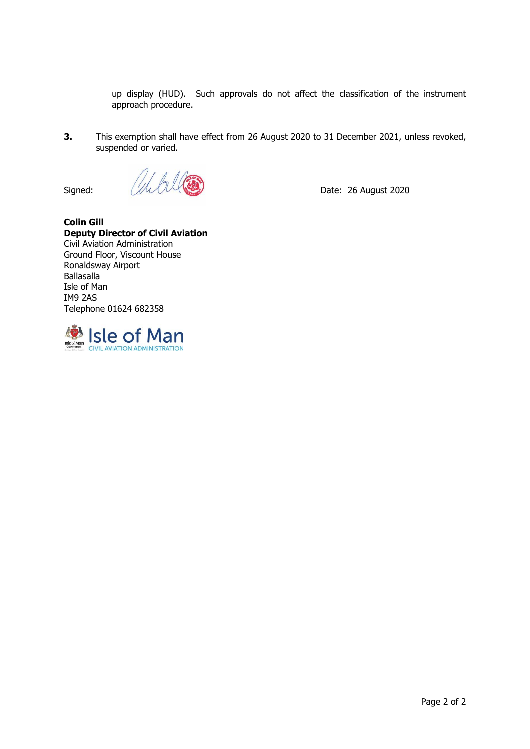up display (HUD). Such approvals do not affect the classification of the instrument approach procedure.

**3.** This exemption shall have effect from 26 August 2020 to 31 December 2021, unless revoked, suspended or varied.

Signed: Date: 26 August 2020

**Colin Gill**
**Deputy Director of Civil Aviation**
Civil Aviation Administration
Ground Floor, Viscount House
Ronaldsway Airport
Ballasalla
Isle of Man
IM9 2AS
Telephone 01624 682358

Isle of Man
CIVIL AVIATION ADMINISTRATION